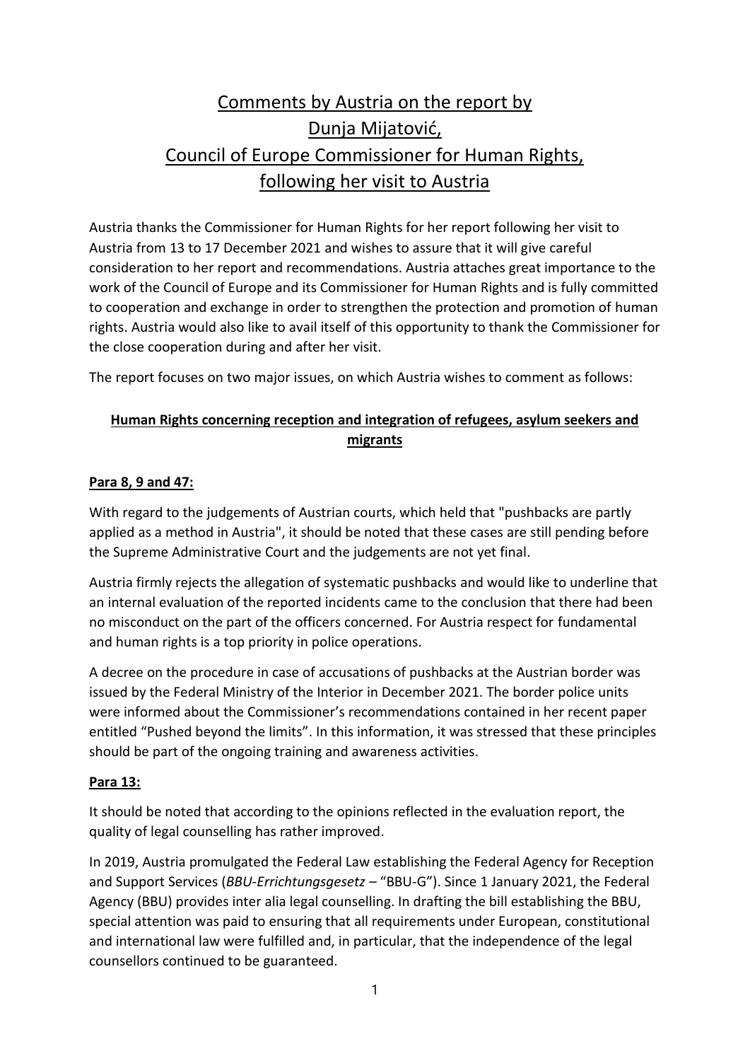# Comments by Austria on the report by Dunja Mijatović, Council of Europe Commissioner for Human Rights, following her visit to Austria

Austria thanks the Commissioner for Human Rights for her report following her visit to Austria from 13 to 17 December 2021 and wishes to assure that it will give careful consideration to her report and recommendations. Austria attaches great importance to the work of the Council of Europe and its Commissioner for Human Rights and is fully committed to cooperation and exchange in order to strengthen the protection and promotion of human rights. Austria would also like to avail itself of this opportunity to thank the Commissioner for the close cooperation during and after her visit.

The report focuses on two major issues, on which Austria wishes to comment as follows:

## Human Rights concerning reception and integration of refugees, asylum seekers and migrants

### Para 8, 9 and 47:

With regard to the judgements of Austrian courts, which held that "pushbacks are partly applied as a method in Austria", it should be noted that these cases are still pending before the Supreme Administrative Court and the judgements are not yet final.

Austria firmly rejects the allegation of systematic pushbacks and would like to underline that an internal evaluation of the reported incidents came to the conclusion that there had been no misconduct on the part of the officers concerned. For Austria respect for fundamental and human rights is a top priority in police operations.

A decree on the procedure in case of accusations of pushbacks at the Austrian border was issued by the Federal Ministry of the Interior in December 2021. The border police units were informed about the Commissioner's recommendations contained in her recent paper entitled "Pushed beyond the limits". In this information, it was stressed that these principles should be part of the ongoing training and awareness activities.

### Para 13:

It should be noted that according to the opinions reflected in the evaluation report, the quality of legal counselling has rather improved.

In 2019, Austria promulgated the Federal Law establishing the Federal Agency for Reception and Support Services (*BBU-Errichtungsgesetz* – "BBU-G"). Since 1 January 2021, the Federal Agency (BBU) provides inter alia legal counselling. In drafting the bill establishing the BBU, special attention was paid to ensuring that all requirements under European, constitutional and international law were fulfilled and, in particular, that the independence of the legal counsellors continued to be guaranteed.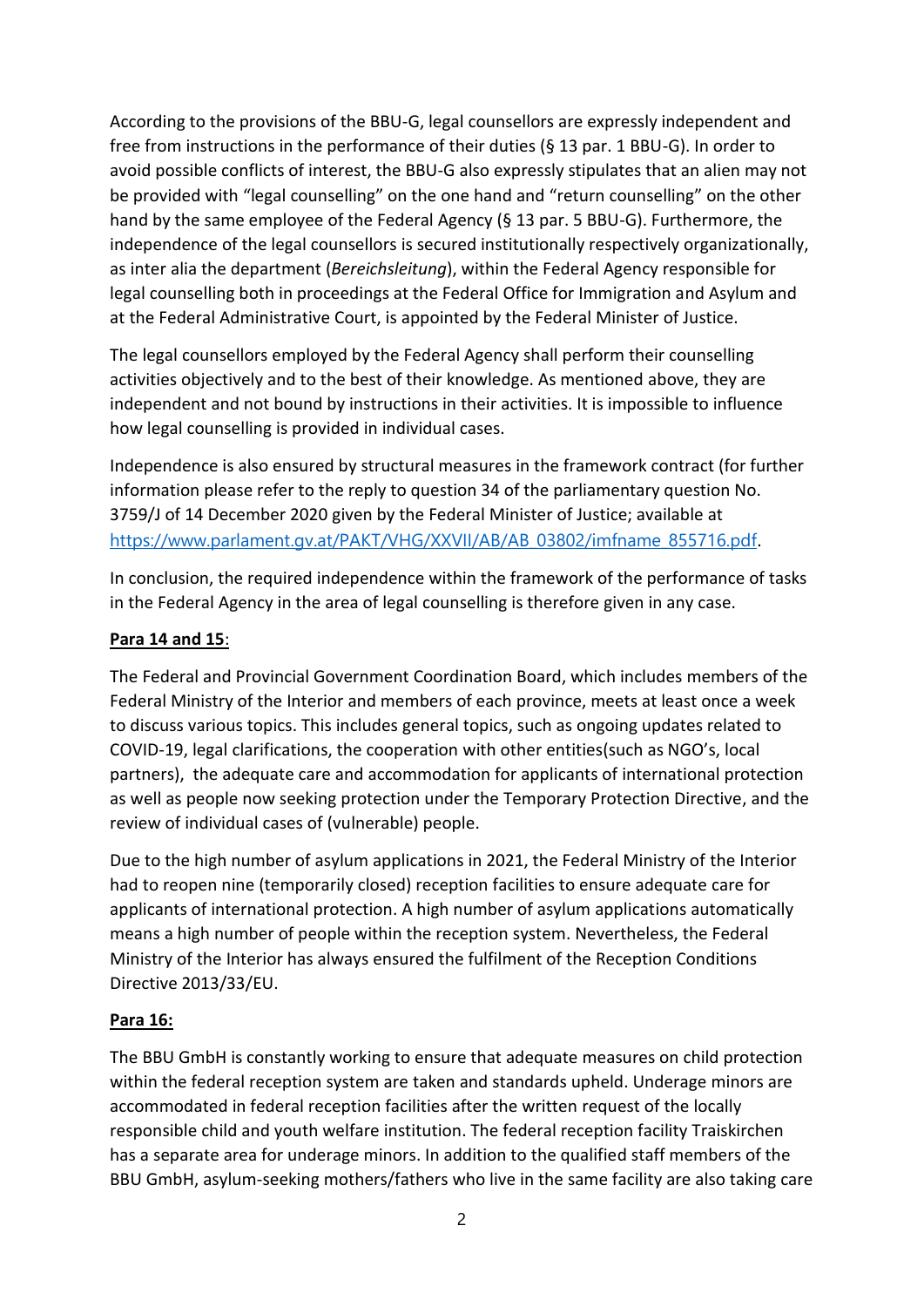According to the provisions of the BBU-G, legal counsellors are expressly independent and free from instructions in the performance of their duties (§ 13 par. 1 BBU-G). In order to avoid possible conflicts of interest, the BBU-G also expressly stipulates that an alien may not be provided with “legal counselling” on the one hand and “return counselling” on the other hand by the same employee of the Federal Agency (§ 13 par. 5 BBU-G). Furthermore, the independence of the legal counsellors is secured institutionally respectively organizationally, as inter alia the department (*Bereichsleitung*), within the Federal Agency responsible for legal counselling both in proceedings at the Federal Office for Immigration and Asylum and at the Federal Administrative Court, is appointed by the Federal Minister of Justice.

The legal counsellors employed by the Federal Agency shall perform their counselling activities objectively and to the best of their knowledge. As mentioned above, they are independent and not bound by instructions in their activities. It is impossible to influence how legal counselling is provided in individual cases.

Independence is also ensured by structural measures in the framework contract (for further information please refer to the reply to question 34 of the parliamentary question No. 3759/J of 14 December 2020 given by the Federal Minister of Justice; available at [https://www.parlament.gv.at/PAKT/VHG/XXVII/AB/AB_03802/imfname_855716.pdf](https://www.parlament.gv.at/PAKT/VHG/XXVII/AB/AB_03802/imfname_855716.pdf).

In conclusion, the required independence within the framework of the performance of tasks in the Federal Agency in the area of legal counselling is therefore given in any case.

**Para 14 and 15**:

The Federal and Provincial Government Coordination Board, which includes members of the Federal Ministry of the Interior and members of each province, meets at least once a week to discuss various topics. This includes general topics, such as ongoing updates related to COVID-19, legal clarifications, the cooperation with other entities(such as NGO’s, local partners), the adequate care and accommodation for applicants of international protection as well as people now seeking protection under the Temporary Protection Directive, and the review of individual cases of (vulnerable) people.

Due to the high number of asylum applications in 2021, the Federal Ministry of the Interior had to reopen nine (temporarily closed) reception facilities to ensure adequate care for applicants of international protection. A high number of asylum applications automatically means a high number of people within the reception system. Nevertheless, the Federal Ministry of the Interior has always ensured the fulfilment of the Reception Conditions Directive 2013/33/EU.

**Para 16:**

The BBU GmbH is constantly working to ensure that adequate measures on child protection within the federal reception system are taken and standards upheld. Underage minors are accommodated in federal reception facilities after the written request of the locally responsible child and youth welfare institution. The federal reception facility Traiskirchen has a separate area for underage minors. In addition to the qualified staff members of the BBU GmbH, asylum-seeking mothers/fathers who live in the same facility are also taking care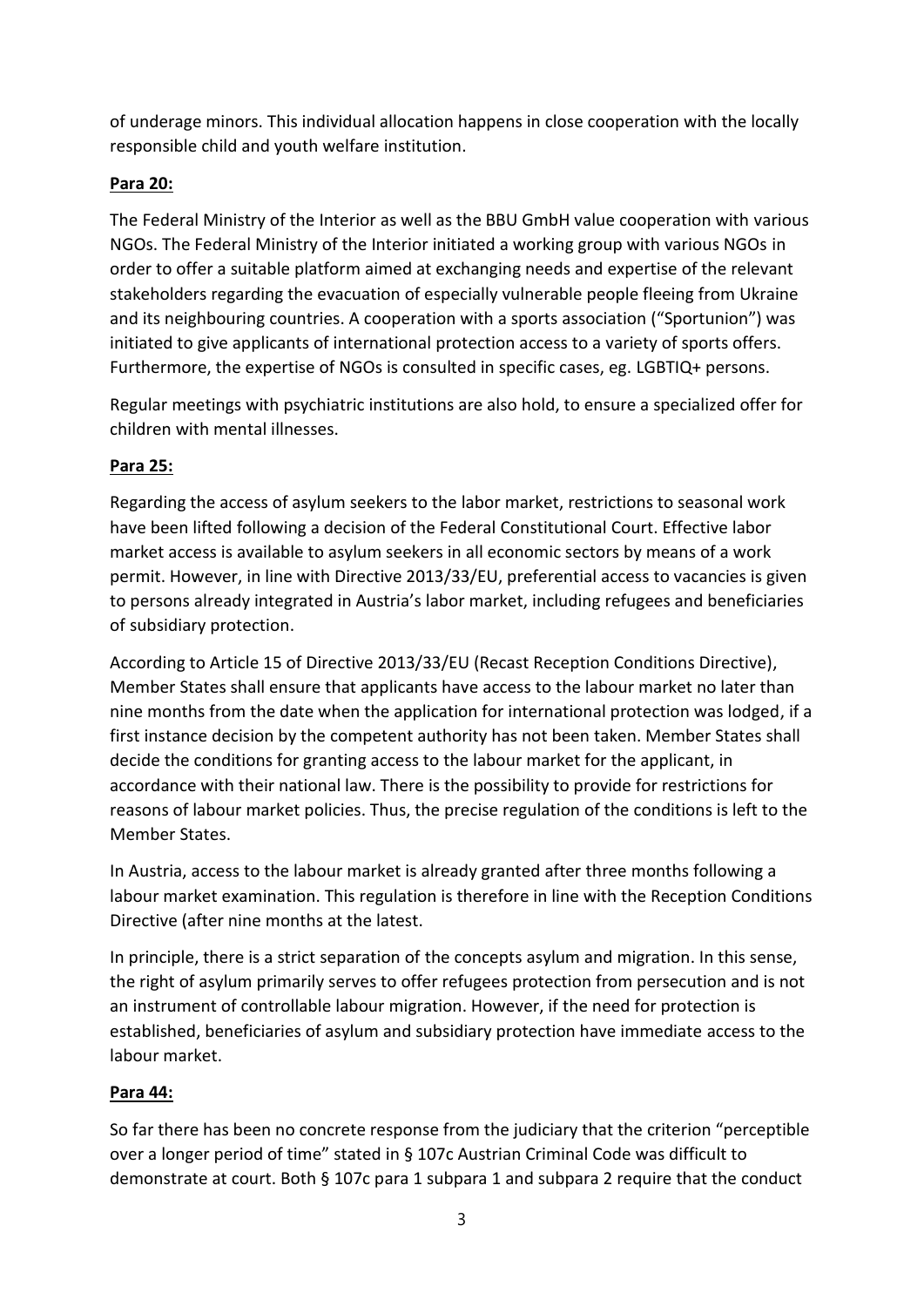of underage minors. This individual allocation happens in close cooperation with the locally responsible child and youth welfare institution.

**Para 20:**

The Federal Ministry of the Interior as well as the BBU GmbH value cooperation with various NGOs. The Federal Ministry of the Interior initiated a working group with various NGOs in order to offer a suitable platform aimed at exchanging needs and expertise of the relevant stakeholders regarding the evacuation of especially vulnerable people fleeing from Ukraine and its neighbouring countries. A cooperation with a sports association ("Sportunion") was initiated to give applicants of international protection access to a variety of sports offers. Furthermore, the expertise of NGOs is consulted in specific cases, eg. LGBTIQ+ persons.

Regular meetings with psychiatric institutions are also hold, to ensure a specialized offer for children with mental illnesses.

**Para 25:**

Regarding the access of asylum seekers to the labor market, restrictions to seasonal work have been lifted following a decision of the Federal Constitutional Court. Effective labor market access is available to asylum seekers in all economic sectors by means of a work permit. However, in line with Directive 2013/33/EU, preferential access to vacancies is given to persons already integrated in Austria's labor market, including refugees and beneficiaries of subsidiary protection.

According to Article 15 of Directive 2013/33/EU (Recast Reception Conditions Directive), Member States shall ensure that applicants have access to the labour market no later than nine months from the date when the application for international protection was lodged, if a first instance decision by the competent authority has not been taken. Member States shall decide the conditions for granting access to the labour market for the applicant, in accordance with their national law. There is the possibility to provide for restrictions for reasons of labour market policies. Thus, the precise regulation of the conditions is left to the Member States.

In Austria, access to the labour market is already granted after three months following a labour market examination. This regulation is therefore in line with the Reception Conditions Directive (after nine months at the latest.

In principle, there is a strict separation of the concepts asylum and migration. In this sense, the right of asylum primarily serves to offer refugees protection from persecution and is not an instrument of controllable labour migration. However, if the need for protection is established, beneficiaries of asylum and subsidiary protection have immediate access to the labour market.

**Para 44:**

So far there has been no concrete response from the judiciary that the criterion "perceptible over a longer period of time" stated in § 107c Austrian Criminal Code was difficult to demonstrate at court. Both § 107c para 1 subpara 1 and subpara 2 require that the conduct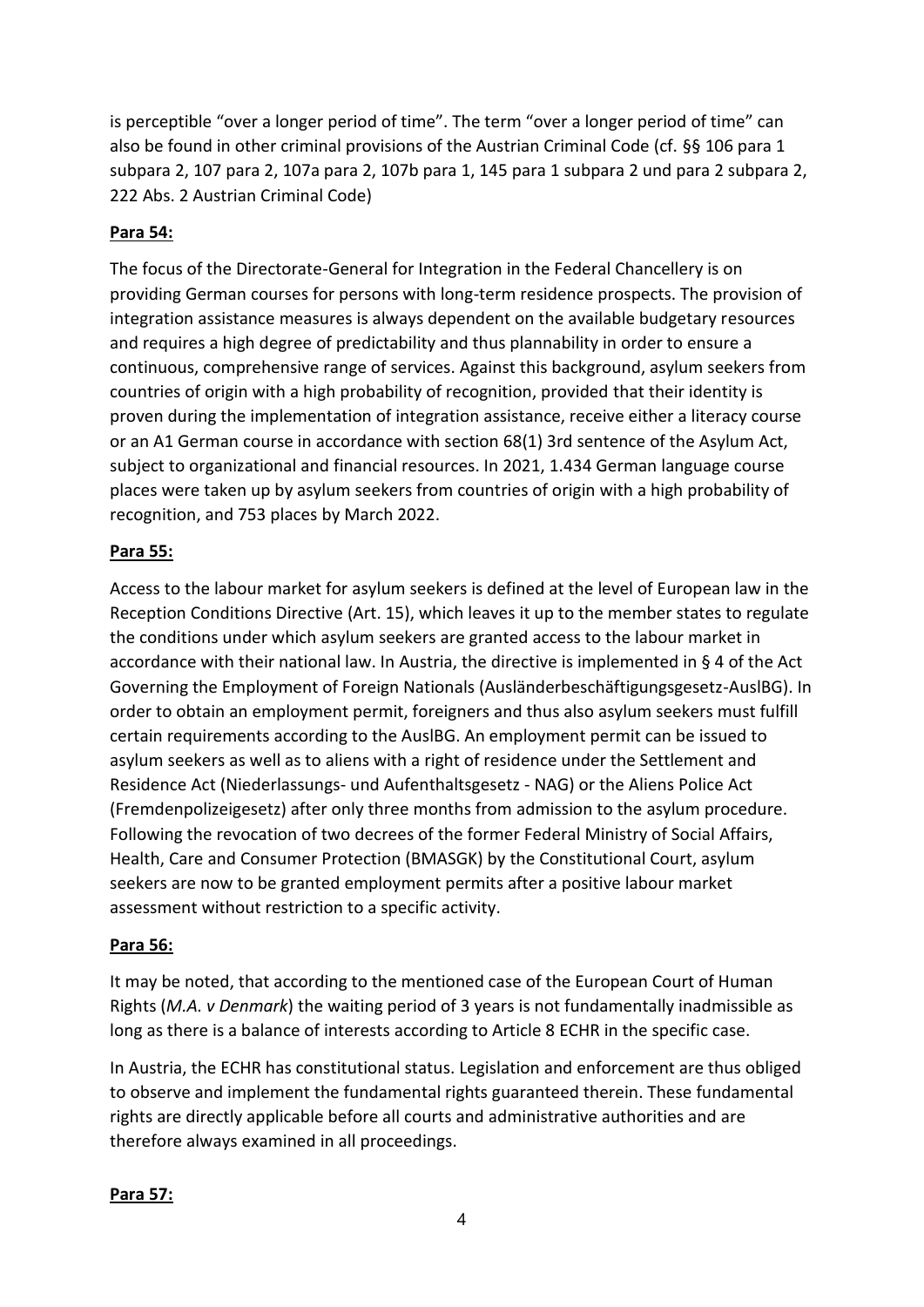is perceptible "over a longer period of time". The term "over a longer period of time" can also be found in other criminal provisions of the Austrian Criminal Code (cf. §§ 106 para 1 subpara 2, 107 para 2, 107a para 2, 107b para 1, 145 para 1 subpara 2 und para 2 subpara 2, 222 Abs. 2 Austrian Criminal Code)

**Para 54:**

The focus of the Directorate-General for Integration in the Federal Chancellery is on providing German courses for persons with long-term residence prospects. The provision of integration assistance measures is always dependent on the available budgetary resources and requires a high degree of predictability and thus plannability in order to ensure a continuous, comprehensive range of services. Against this background, asylum seekers from countries of origin with a high probability of recognition, provided that their identity is proven during the implementation of integration assistance, receive either a literacy course or an A1 German course in accordance with section 68(1) 3rd sentence of the Asylum Act, subject to organizational and financial resources. In 2021, 1.434 German language course places were taken up by asylum seekers from countries of origin with a high probability of recognition, and 753 places by March 2022.

**Para 55:**

Access to the labour market for asylum seekers is defined at the level of European law in the Reception Conditions Directive (Art. 15), which leaves it up to the member states to regulate the conditions under which asylum seekers are granted access to the labour market in accordance with their national law. In Austria, the directive is implemented in § 4 of the Act Governing the Employment of Foreign Nationals (Ausländerbeschäftigungsgesetz-AuslBG). In order to obtain an employment permit, foreigners and thus also asylum seekers must fulfill certain requirements according to the AuslBG. An employment permit can be issued to asylum seekers as well as to aliens with a right of residence under the Settlement and Residence Act (Niederlassungs- und Aufenthaltsgesetz - NAG) or the Aliens Police Act (Fremdenpolizeigesetz) after only three months from admission to the asylum procedure. Following the revocation of two decrees of the former Federal Ministry of Social Affairs, Health, Care and Consumer Protection (BMASGK) by the Constitutional Court, asylum seekers are now to be granted employment permits after a positive labour market assessment without restriction to a specific activity.

**Para 56:**

It may be noted, that according to the mentioned case of the European Court of Human Rights (*M.A. v Denmark*) the waiting period of 3 years is not fundamentally inadmissible as long as there is a balance of interests according to Article 8 ECHR in the specific case.

In Austria, the ECHR has constitutional status. Legislation and enforcement are thus obliged to observe and implement the fundamental rights guaranteed therein. These fundamental rights are directly applicable before all courts and administrative authorities and are therefore always examined in all proceedings.

**Para 57:**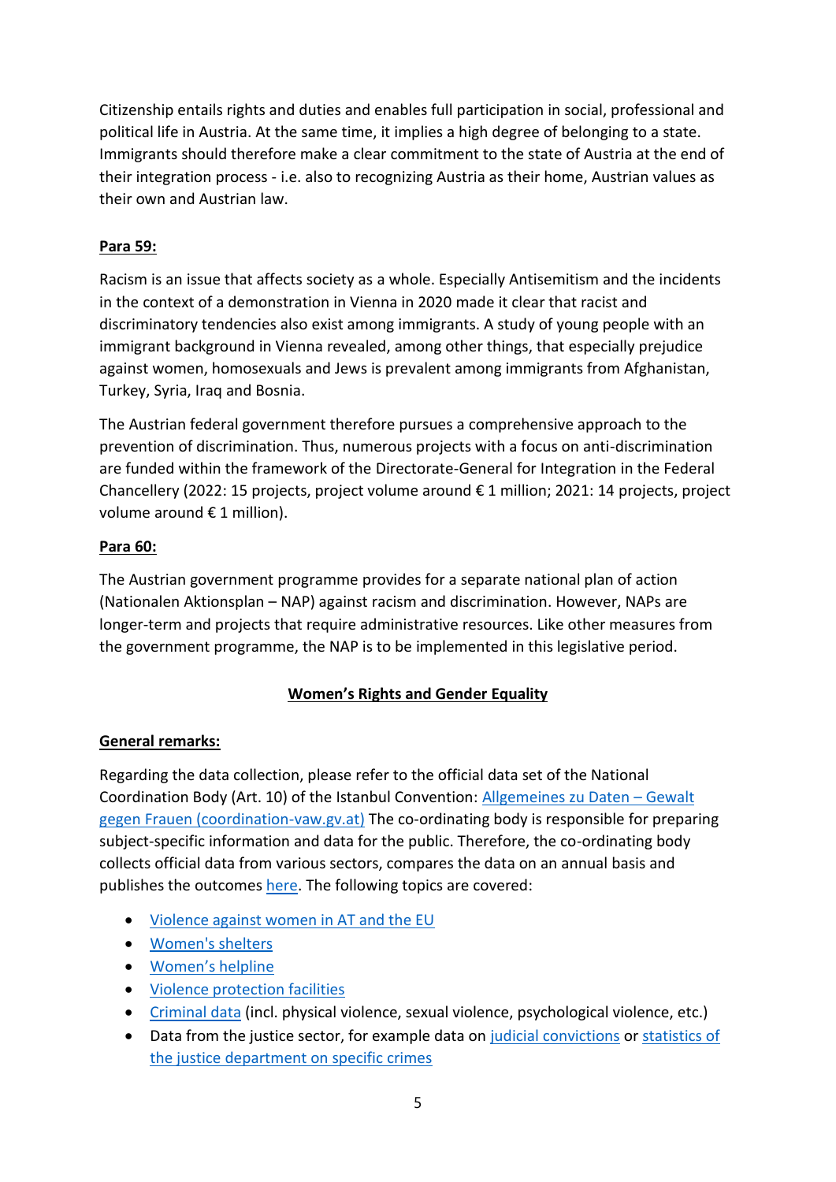Citizenship entails rights and duties and enables full participation in social, professional and political life in Austria. At the same time, it implies a high degree of belonging to a state. Immigrants should therefore make a clear commitment to the state of Austria at the end of their integration process - i.e. also to recognizing Austria as their home, Austrian values as their own and Austrian law.

**Para 59:**

Racism is an issue that affects society as a whole. Especially Antisemitism and the incidents in the context of a demonstration in Vienna in 2020 made it clear that racist and discriminatory tendencies also exist among immigrants. A study of young people with an immigrant background in Vienna revealed, among other things, that especially prejudice against women, homosexuals and Jews is prevalent among immigrants from Afghanistan, Turkey, Syria, Iraq and Bosnia.

The Austrian federal government therefore pursues a comprehensive approach to the prevention of discrimination. Thus, numerous projects with a focus on anti-discrimination are funded within the framework of the Directorate-General for Integration in the Federal Chancellery (2022: 15 projects, project volume around € 1 million; 2021: 14 projects, project volume around € 1 million).

**Para 60:**

The Austrian government programme provides for a separate national plan of action (Nationalen Aktionsplan – NAP) against racism and discrimination. However, NAPs are longer-term and projects that require administrative resources. Like other measures from the government programme, the NAP is to be implemented in this legislative period.

## Women's Rights and Gender Equality

**General remarks:**

Regarding the data collection, please refer to the official data set of the National Coordination Body (Art. 10) of the Istanbul Convention: Allgemeines zu Daten – Gewalt gegen Frauen (coordination-vaw.gv.at) The co-ordinating body is responsible for preparing subject-specific information and data for the public. Therefore, the co-ordinating body collects official data from various sectors, compares the data on an annual basis and publishes the outcomes here. The following topics are covered:

- Violence against women in AT and the EU
- Women's shelters
- Women's helpline
- Violence protection facilities
- Criminal data (incl. physical violence, sexual violence, psychological violence, etc.)
- Data from the justice sector, for example data on judicial convictions or statistics of the justice department on specific crimes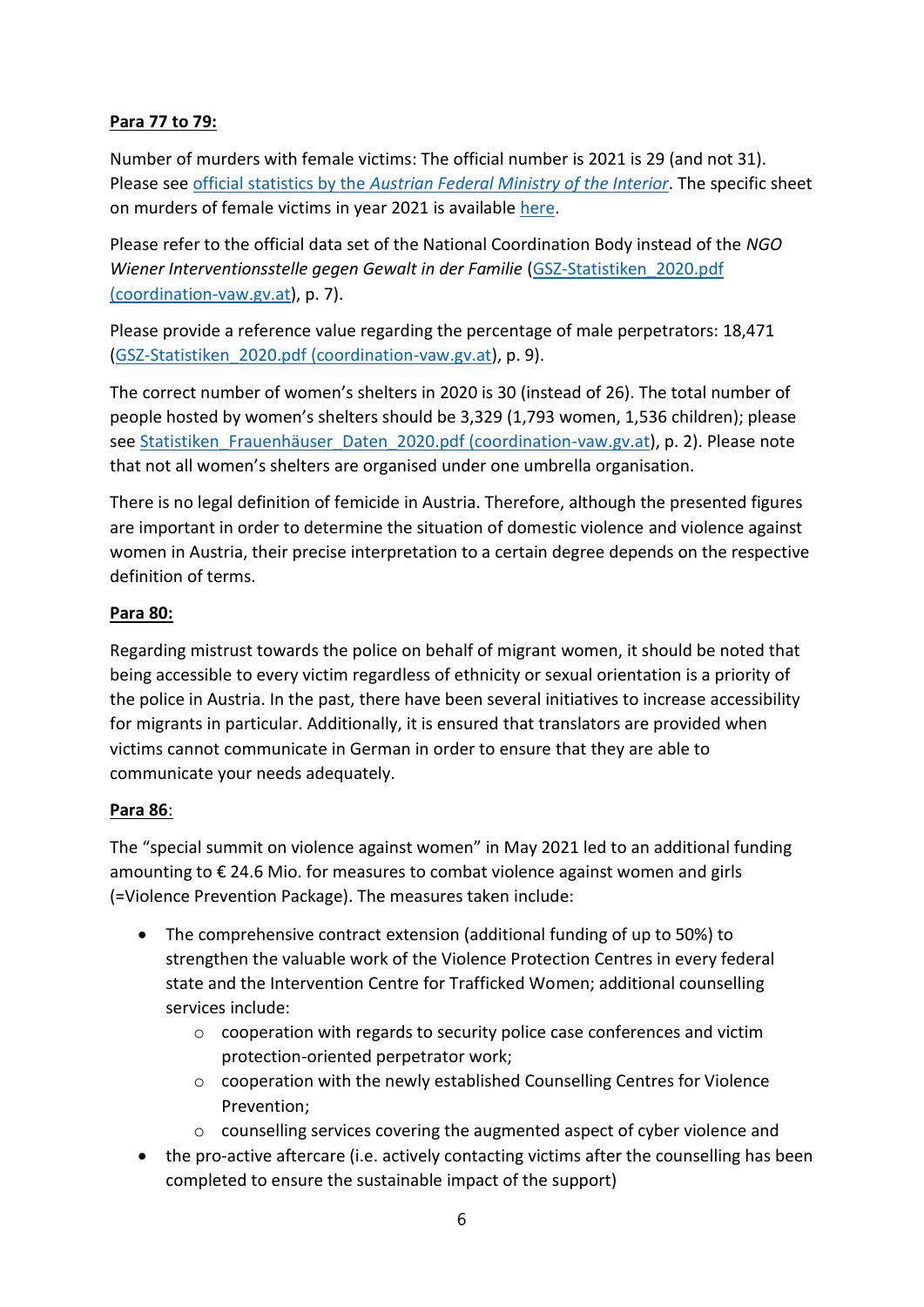**Para 77 to 79:**

Number of murders with female victims: The official number is 2021 is 29 (and not 31). Please see official statistics by the *Austrian Federal Ministry of the Interior*. The specific sheet on murders of female victims in year 2021 is available here.

Please refer to the official data set of the National Coordination Body instead of the *NGO Wiener Interventionsstelle gegen Gewalt in der Familie* (GSZ-Statistiken_2020.pdf (coordination-vaw.gv.at), p. 7).

Please provide a reference value regarding the percentage of male perpetrators: 18,471 (GSZ-Statistiken_2020.pdf (coordination-vaw.gv.at), p. 9).

The correct number of women's shelters in 2020 is 30 (instead of 26). The total number of people hosted by women's shelters should be 3,329 (1,793 women, 1,536 children); please see Statistiken_Frauenhäuser_Daten_2020.pdf (coordination-vaw.gv.at), p. 2). Please note that not all women's shelters are organised under one umbrella organisation.

There is no legal definition of femicide in Austria. Therefore, although the presented figures are important in order to determine the situation of domestic violence and violence against women in Austria, their precise interpretation to a certain degree depends on the respective definition of terms.

**Para 80:**

Regarding mistrust towards the police on behalf of migrant women, it should be noted that being accessible to every victim regardless of ethnicity or sexual orientation is a priority of the police in Austria. In the past, there have been several initiatives to increase accessibility for migrants in particular. Additionally, it is ensured that translators are provided when victims cannot communicate in German in order to ensure that they are able to communicate your needs adequately.

**Para 86**:

The "special summit on violence against women" in May 2021 led to an additional funding amounting to € 24.6 Mio. for measures to combat violence against women and girls (=Violence Prevention Package). The measures taken include:

- The comprehensive contract extension (additional funding of up to 50%) to strengthen the valuable work of the Violence Protection Centres in every federal state and the Intervention Centre for Trafficked Women; additional counselling services include:
  - cooperation with regards to security police case conferences and victim protection-oriented perpetrator work;
  - cooperation with the newly established Counselling Centres for Violence Prevention;
  - counselling services covering the augmented aspect of cyber violence and
- the pro-active aftercare (i.e. actively contacting victims after the counselling has been completed to ensure the sustainable impact of the support)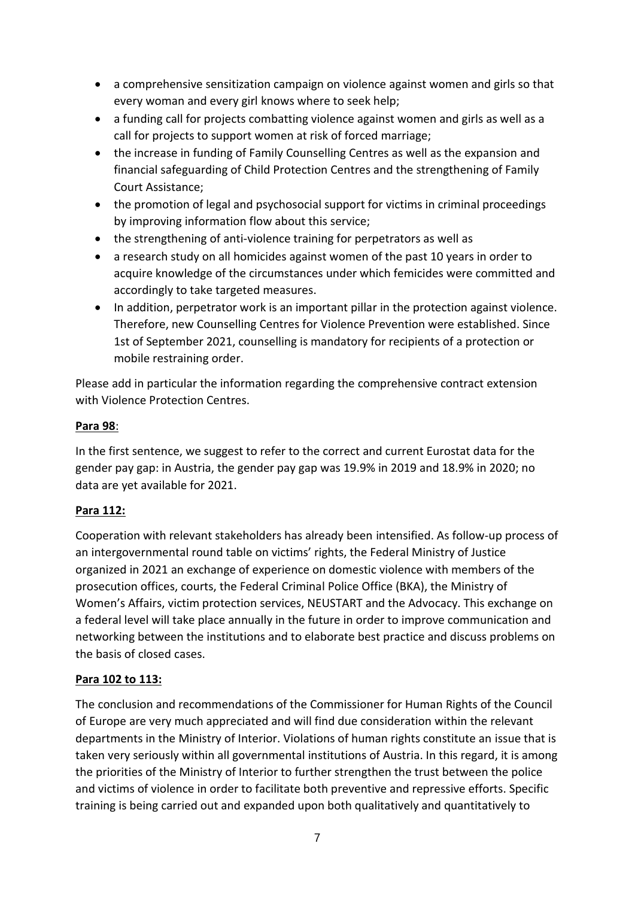- a comprehensive sensitization campaign on violence against women and girls so that every woman and every girl knows where to seek help;
- a funding call for projects combatting violence against women and girls as well as a call for projects to support women at risk of forced marriage;
- the increase in funding of Family Counselling Centres as well as the expansion and financial safeguarding of Child Protection Centres and the strengthening of Family Court Assistance;
- the promotion of legal and psychosocial support for victims in criminal proceedings by improving information flow about this service;
- the strengthening of anti-violence training for perpetrators as well as
- a research study on all homicides against women of the past 10 years in order to acquire knowledge of the circumstances under which femicides were committed and accordingly to take targeted measures.
- In addition, perpetrator work is an important pillar in the protection against violence. Therefore, new Counselling Centres for Violence Prevention were established. Since 1st of September 2021, counselling is mandatory for recipients of a protection or mobile restraining order.

Please add in particular the information regarding the comprehensive contract extension with Violence Protection Centres.

**Para 98**:

In the first sentence, we suggest to refer to the correct and current Eurostat data for the gender pay gap: in Austria, the gender pay gap was 19.9% in 2019 and 18.9% in 2020; no data are yet available for 2021.

**Para 112:**

Cooperation with relevant stakeholders has already been intensified. As follow-up process of an intergovernmental round table on victims' rights, the Federal Ministry of Justice organized in 2021 an exchange of experience on domestic violence with members of the prosecution offices, courts, the Federal Criminal Police Office (BKA), the Ministry of Women's Affairs, victim protection services, NEUSTART and the Advocacy. This exchange on a federal level will take place annually in the future in order to improve communication and networking between the institutions and to elaborate best practice and discuss problems on the basis of closed cases.

**Para 102 to 113:**

The conclusion and recommendations of the Commissioner for Human Rights of the Council of Europe are very much appreciated and will find due consideration within the relevant departments in the Ministry of Interior. Violations of human rights constitute an issue that is taken very seriously within all governmental institutions of Austria. In this regard, it is among the priorities of the Ministry of Interior to further strengthen the trust between the police and victims of violence in order to facilitate both preventive and repressive efforts. Specific training is being carried out and expanded upon both qualitatively and quantitatively to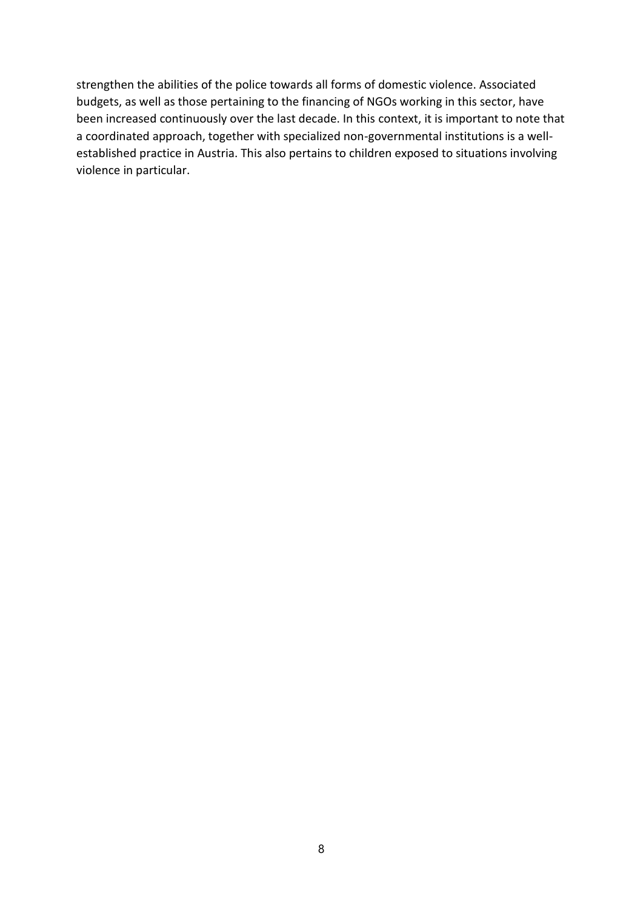strengthen the abilities of the police towards all forms of domestic violence. Associated budgets, as well as those pertaining to the financing of NGOs working in this sector, have been increased continuously over the last decade. In this context, it is important to note that a coordinated approach, together with specialized non-governmental institutions is a well-established practice in Austria. This also pertains to children exposed to situations involving violence in particular.